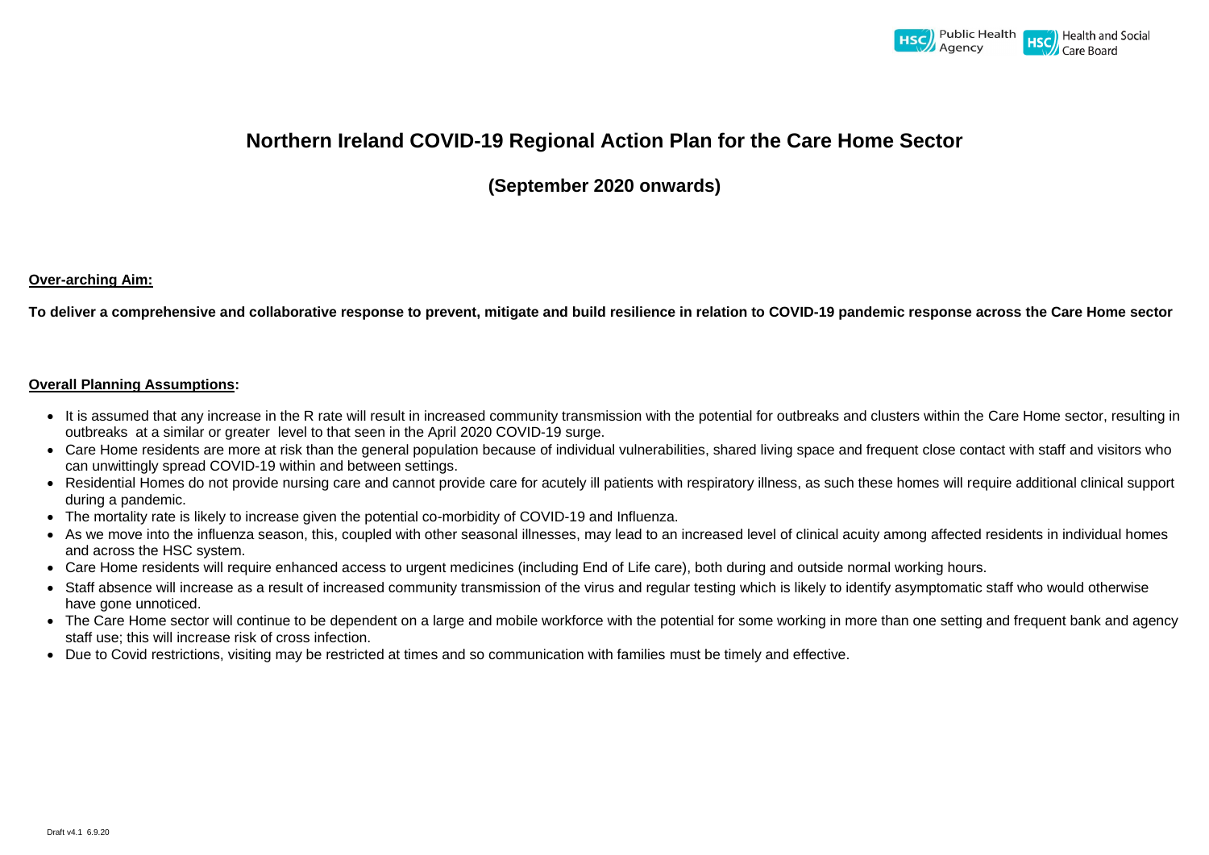# Northern Ireland COVID-19 Regional Action Plan for the Care Home Sector

## (September 2020 onwards)

**Over-arching Aim:**

**To deliver a comprehensive and collaborative response to prevent, mitigate and build resilience in relation to COVID-19 pandemic response across the Care Home sector**

**Overall Planning Assumptions:**

- It is assumed that any increase in the R rate will result in increased community transmission with the potential for outbreaks and clusters within the Care Home sector, resulting in outbreaks at a similar or greater level to that seen in the April 2020 COVID-19 surge.
- Care Home residents are more at risk than the general population because of individual vulnerabilities, shared living space and frequent close contact with staff and visitors who can unwittingly spread COVID-19 within and between settings.
- Residential Homes do not provide nursing care and cannot provide care for acutely ill patients with respiratory illness, as such these homes will require additional clinical support during a pandemic.
- The mortality rate is likely to increase given the potential co-morbidity of COVID-19 and Influenza.
- As we move into the influenza season, this, coupled with other seasonal illnesses, may lead to an increased level of clinical acuity among affected residents in individual homes and across the HSC system.
- Care Home residents will require enhanced access to urgent medicines (including End of Life care), both during and outside normal working hours.
- Staff absence will increase as a result of increased community transmission of the virus and regular testing which is likely to identify asymptomatic staff who would otherwise have gone unnoticed.
- The Care Home sector will continue to be dependent on a large and mobile workforce with the potential for some working in more than one setting and frequent bank and agency staff use; this will increase risk of cross infection.
- Due to Covid restrictions, visiting may be restricted at times and so communication with families must be timely and effective.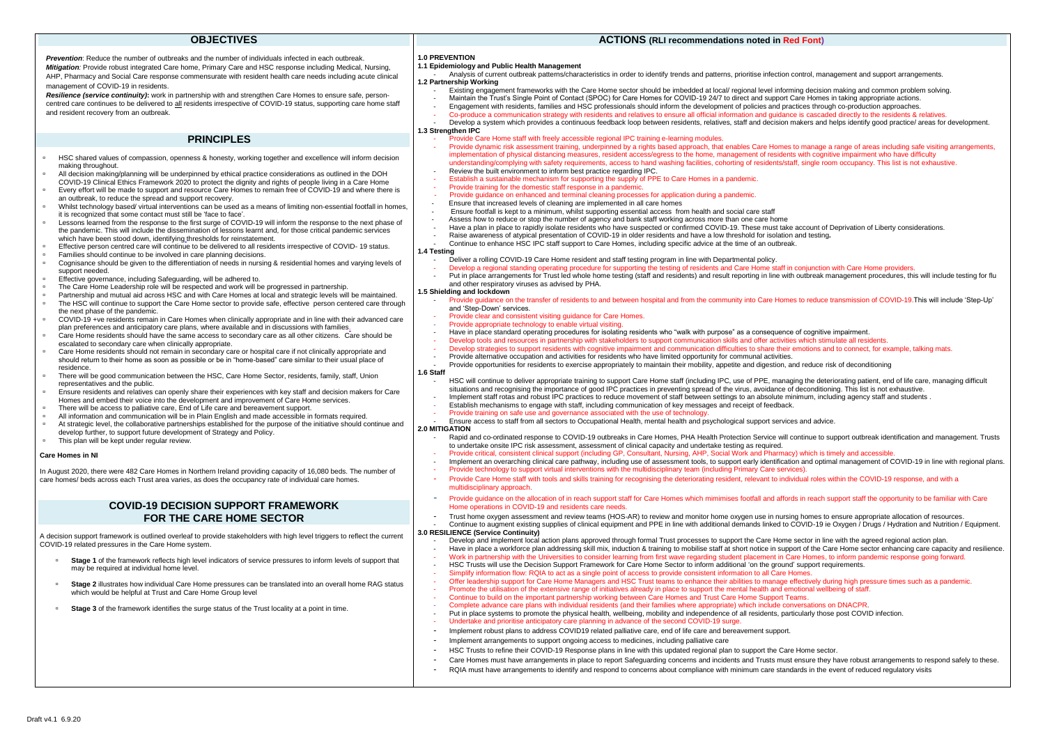## OBJECTIVES

***Prevention***: Reduce the number of outbreaks and the number of individuals infected in each outbreak.
***Mitigation:*** Provide robust integrated Care home, Primary Care and HSC response including Medical, Nursing, AHP, Pharmacy and Social Care response commensurate with resident health care needs including acute clinical management of COVID-19 in residents.
***Resilience (service continuity):*** work in partnership with and strengthen Care Homes to ensure safe, person-centred care continues to be delivered to all residents irrespective of COVID-19 status, supporting care home staff and resident recovery from an outbreak.

## PRINCIPLES

- HSC shared values of compassion, openness & honesty, working together and excellence will inform decision making throughout.
- All decision making/planning will be underpinned by ethical practice considerations as outlined in the DOH COVID-19 Clinical Ethics Framework 2020 to protect the dignity and rights of people living in a Care Home
- Every effort will be made to support and resource Care Homes to remain free of COVID-19 and where there is an outbreak, to reduce the spread and support recovery.
- Whilst technology based/ virtual interventions can be used as a means of limiting non-essential footfall in homes, it is recognized that some contact must still be 'face to face'.
- Lessons learned from the response to the first surge of COVID-19 will inform the response to the next phase of the pandemic. This will include the dissemination of lessons learnt and, for those critical pandemic services which have been stood down, identifying thresholds for reinstatement.
- Effective person centred care will continue to be delivered to all residents irrespective of COVID- 19 status.
- Families should continue to be involved in care planning decisions.
- Cognisance should be given to the differentiation of needs in nursing & residential homes and varying levels of support needed.
- Effective governance, including Safeguarding, will be adhered to.
- The Care Home Leadership role will be respected and work will be progressed in partnership.
- Partnership and mutual aid across HSC and with Care Homes at local and strategic levels will be maintained.
- The HSC will continue to support the Care Home sector to provide safe, effective person centered care through the next phase of the pandemic.
- COVID-19 +ve residents remain in Care Homes when clinically appropriate and in line with their advanced care plan preferences and anticipatory care plans, where available and in discussions with families.
- Care Home residents should have the same access to secondary care as all other citizens. Care should be escalated to secondary care when clinically appropriate.
- Care Home residents should not remain in secondary care or hospital care if not clinically appropriate and should return to their home as soon as possible or be in "home-based" care similar to their usual place of residence.
- There will be good communication between the HSC, Care Home Sector, residents, family, staff, Union representatives and the public.
- Ensure residents and relatives can openly share their experiences with key staff and decision makers for Care Homes and embed their voice into the development and improvement of Care Home services.
- There will be access to palliative care, End of Life care and bereavement support.
- All information and communication will be in Plain English and made accessible in formats required.
- At strategic level, the collaborative partnerships established for the purpose of the initiative should continue and develop further, to support future development of Strategy and Policy.
- This plan will be kept under regular review.

### Care Homes in NI

In August 2020, there were 482 Care Homes in Northern Ireland providing capacity of 16,080 beds. The number of care homes/ beds across each Trust area varies, as does the occupancy rate of individual care homes.

## COVID-19 DECISION SUPPORT FRAMEWORK FOR THE CARE HOME SECTOR

A decision support framework is outlined overleaf to provide stakeholders with high level triggers to reflect the current COVID-19 related pressures in the Care Home system.

- **Stage 1** of the framework reflects high level indicators of service pressures to inform levels of support that may be required at individual home level.
- **Stage 2** illustrates how individual Care Home pressures can be translated into an overall home RAG status which would be helpful at Trust and Care Home Group level
- **Stage 3** of the framework identifies the surge status of the Trust locality at a point in time.

## ACTIONS (RLI recommendations noted in Red Font)

### 1.0 PREVENTION

**1.1 Epidemiology and Public Health Management**

- Analysis of current outbreak patterns/characteristics in order to identify trends and patterns, prioritise infection control, management and support arrangements.

**1.2 Partnership Working**

- Existing engagement frameworks with the Care Home sector should be imbedded at local/ regional level informing decision making and common problem solving.
- Maintain the Trust's Single Point of Contact (SPOC) for Care Homes for COVID-19 24/7 to direct and support Care Homes in taking appropriate actions.
- Engagement with residents, families and HSC professionals should inform the development of policies and practices through co-production approaches.
- Co-produce a communication strategy with residents and relatives to ensure all official information and guidance is cascaded directly to the residents & relatives.
- Develop a system which provides a continuous feedback loop between residents, relatives, staff and decision makers and helps identify good practice/ areas for development.

**1.3 Strengthen IPC**

- Provide Care Home staff with freely accessible regional IPC training e-learning modules.
- Provide dynamic risk assessment training, underpinned by a rights based approach, that enables Care Homes to manage a range of areas including safe visiting arrangements, implementation of physical distancing measures, resident access/egress to the home, management of residents with cognitive impairment who have difficulty understanding/complying with safety requirements, access to hand washing facilities, cohorting of residents/staff, single room occupancy. This list is not exhaustive.
- Review the built environment to inform best practice regarding IPC.
- Establish a sustainable mechanism for supporting the supply of PPE to Care Homes in a pandemic.
- Provide training for the domestic staff response in a pandemic.
- Provide guidance on enhanced and terminal cleaning processes for application during a pandemic.
- Ensure that increased levels of cleaning are implemented in all care homes
- Ensure footfall is kept to a minimum, whilst supporting essential access from health and social care staff
- Assess how to reduce or stop the number of agency and bank staff working across more than one care home
- Have a plan in place to rapidly isolate residents who have suspected or confirmed COVID-19. These must take account of Deprivation of Liberty considerations.
- Raise awareness of atypical presentation of COVID-19 in older residents and have a low threshold for isolation and testing.
- Continue to enhance HSC IPC staff support to Care Homes, including specific advice at the time of an outbreak.

**1.4 Testing**

- Deliver a rolling COVID-19 Care Home resident and staff testing program in line with Departmental policy.
- Develop a regional standing operating procedure for supporting the testing of residents and Care Home staff in conjunction with Care Home providers.
- Put in place arrangements for Trust led whole home testing (staff and residents) and result reporting in line with outbreak management procedures, this will include testing for flu and other respiratory viruses as advised by PHA.

**1.5 Shielding and lockdown**

- Provide guidance on the transfer of residents to and between hospital and from the community into Care Homes to reduce transmission of COVID-19.This will include 'Step-Up' and 'Step-Down' services.
- Provide clear and consistent visiting guidance for Care Homes.
- Provide appropriate technology to enable virtual visiting.
- Have in place standard operating procedures for isolating residents who "walk with purpose" as a consequence of cognitive impairment.
- Develop tools and resources in partnership with stakeholders to support communication skills and offer activities which stimulate all residents.
- Develop strategies to support residents with cognitive impairment and communication difficulties to share their emotions and to connect, for example, talking mats.
- Provide alternative occupation and activities for residents who have limited opportunity for communal activities.
- Provide opportunities for residents to exercise appropriately to maintain their mobility, appetite and digestion, and reduce risk of deconditioning

**1.6 Staff**

- HSC will continue to deliver appropriate training to support Care Home staff (including IPC, use of PPE, managing the deteriorating patient, end of life care, managing difficult situations and recognising the importance of good IPC practices in preventing spread of the virus, avoidance of deconditioning. This list is not exhaustive.
- Implement staff rotas and robust IPC practices to reduce movement of staff between settings to an absolute minimum, including agency staff and students .
- Establish mechanisms to engage with staff, including communication of key messages and receipt of feedback.
- Provide training on safe use and governance associated with the use of technology.
- Ensure access to staff from all sectors to Occupational Health, mental health and psychological support services and advice.

### 2.0 MITIGATION

- Rapid and co-ordinated response to COVID-19 outbreaks in Care Homes, PHA Health Protection Service will continue to support outbreak identification and management. Trusts to undertake onsite IPC risk assessment, assessment of clinical capacity and undertake testing as required.
- Provide critical, consistent clinical support (including GP, Consultant, Nursing, AHP, Social Work and Pharmacy) which is timely and accessible.
- Implement an overarching clinical care pathway, including use of assessment tools, to support early identification and optimal management of COVID-19 in line with regional plans.
- Provide technology to support virtual interventions with the multidisciplinary team (including Primary Care services).
- Provide Care Home staff with tools and skills training for recognising the deteriorating resident, relevant to individual roles within the COVID-19 response, and with a multidisciplinary approach.
- Provide guidance on the allocation of in reach support staff for Care Homes which mimimises footfall and affords in reach support staff the opportunity to be familiar with Care Home operations in COVID-19 and residents care needs.
- Trust home oxygen assessment and review teams (HOS-AR) to review and monitor home oxygen use in nursing homes to ensure appropriate allocation of resources.
- Continue to augment existing supplies of clinical equipment and PPE in line with additional demands linked to COVID-19 ie Oxygen / Drugs / Hydration and Nutrition / Equipment.

### 3.0 RESILIENCE (Service Continuity)

- Develop and implement local action plans approved through formal Trust processes to support the Care Home sector in line with the agreed regional action plan.
- Have in place a workforce plan addressing skill mix, induction & training to mobilise staff at short notice in support of the Care Home sector enhancing care capacity and resilience.
- Work in partnership with the Universities to consider learning from first wave regarding student placement in Care Homes, to inform pandemic response going forward.
- HSC Trusts will use the Decision Support Framework for Care Home Sector to inform additional 'on the ground' support requirements.
- Simplify information flow: RQIA to act as a single point of access to provide consistent information to all Care Homes.
- Offer leadership support for Care Home Managers and HSC Trust teams to enhance their abilities to manage effectively during high pressure times such as a pandemic.
- Promote the utilisation of the extensive range of initiatives already in place to support the mental health and emotional wellbeing of staff.
- Continue to build on the important partnership working between Care Homes and Trust Care Home Support Teams.
- Complete advance care plans with individual residents (and their families where appropriate) which include conversations on DNACPR.
- Put in place systems to promote the physical health, wellbeing, mobility and independence of all residents, particularly those post COVID infection.
- Undertake and prioritise anticipatory care planning in advance of the second COVID-19 surge.
- Implement robust plans to address COVID19 related palliative care, end of life care and bereavement support.
- Implement arrangements to support ongoing access to medicines, including palliative care
- HSC Trusts to refine their COVID-19 Response plans in line with this updated regional plan to support the Care Home sector.
- Care Homes must have arrangements in place to report Safeguarding concerns and incidents and Trusts must ensure they have robust arrangements to respond safely to these.
- RQIA must have arrangements to identify and respond to concerns about compliance with minimum care standards in the event of reduced regulatory visits

Draft v4.1 6.9.20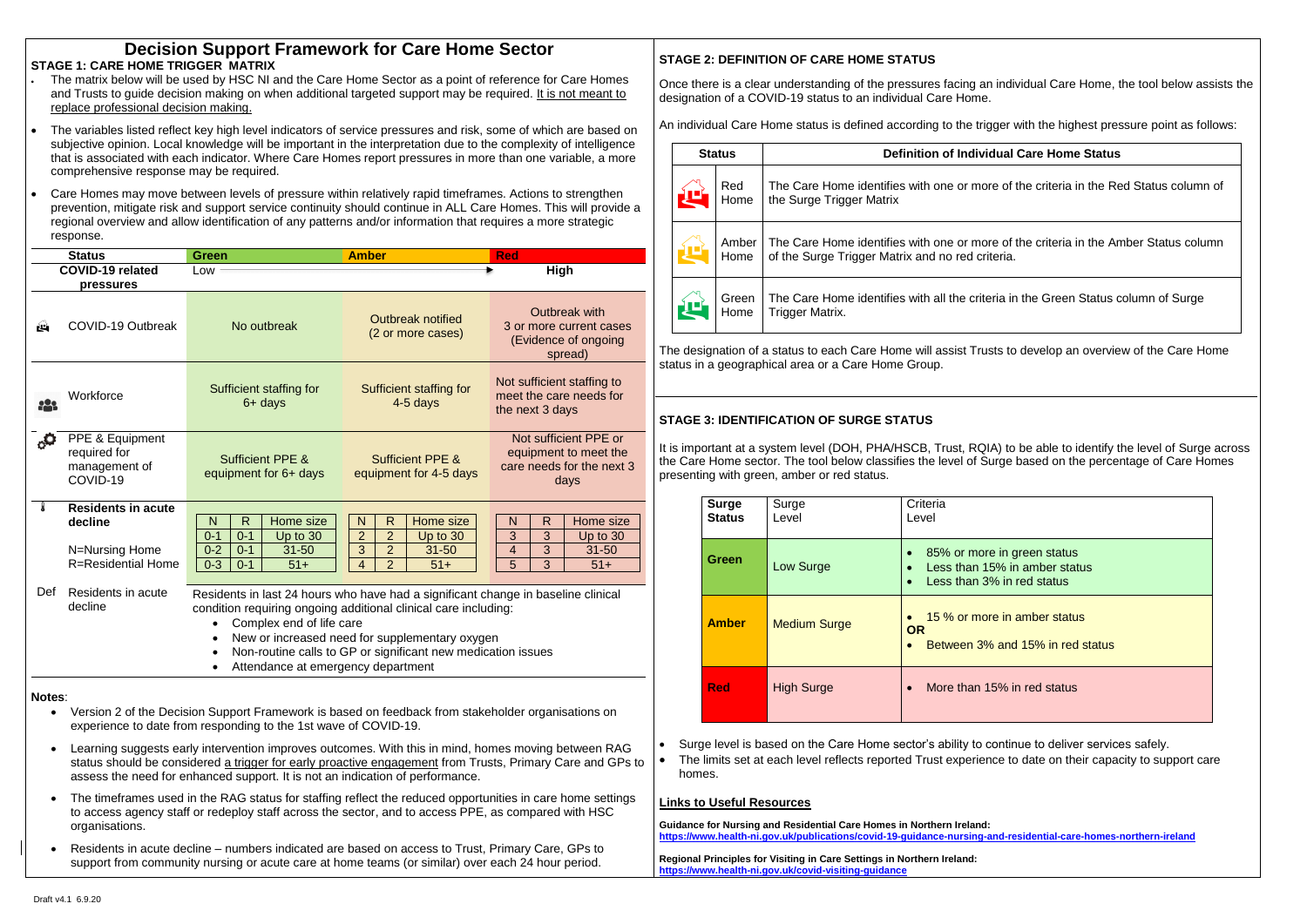# Decision Support Framework for Care Home Sector

## STAGE 1: CARE HOME TRIGGER MATRIX

- The matrix below will be used by HSC NI and the Care Home Sector as a point of reference for Care Homes and Trusts to guide decision making on when additional targeted support may be required. It is not meant to replace professional decision making.
- The variables listed reflect key high level indicators of service pressures and risk, some of which are based on subjective opinion. Local knowledge will be important in the interpretation due to the complexity of intelligence that is associated with each indicator. Where Care Homes report pressures in more than one variable, a more comprehensive response may be required.
- Care Homes may move between levels of pressure within relatively rapid timeframes. Actions to strengthen prevention, mitigate risk and support service continuity should continue in ALL Care Homes. This will provide a regional overview and allow identification of any patterns and/or information that requires a more strategic response.

| Status | Green | Amber | Red |
|---|---|---|---|
| COVID-19 related pressures | Low | | High |
| COVID-19 Outbreak | No outbreak | Outbreak notified (2 or more cases) | Outbreak with 3 or more current cases (Evidence of ongoing spread) |
| Workforce | Sufficient staffing for 6+ days | Sufficient staffing for 4-5 days | Not sufficient staffing to meet the care needs for the next 3 days |
| PPE & Equipment required for management of COVID-19 | Sufficient PPE & equipment for 6+ days | Sufficient PPE & equipment for 4-5 days | Not sufficient PPE or equipment to meet the care needs for the next 3 days |
| **Residents in acute decline**<br>N=Nursing Home<br>R=Residential Home | N 0-1, R 0-1, Home size Up to 30<br>N 0-2, R 0-1, Home size 31-50<br>N 0-3, R 0-1, Home size 51+ | N 2, R 2, Home size Up to 30<br>N 3, R 2, Home size 31-50<br>N 4, R 2, Home size 51+ | N 3, R 3, Home size Up to 30<br>N 4, R 3, Home size 31-50<br>N 5, R 3, Home size 51+ |

**Def** Residents in acute decline: Residents in last 24 hours who have had a significant change in baseline clinical condition requiring ongoing additional clinical care including:

- Complex end of life care
- New or increased need for supplementary oxygen
- Non-routine calls to GP or significant new medication issues
- Attendance at emergency department

**Notes**:

- Version 2 of the Decision Support Framework is based on feedback from stakeholder organisations on experience to date from responding to the 1st wave of COVID-19.
- Learning suggests early intervention improves outcomes. With this in mind, homes moving between RAG status should be considered a trigger for early proactive engagement from Trusts, Primary Care and GPs to assess the need for enhanced support. It is not an indication of performance.
- The timeframes used in the RAG status for staffing reflect the reduced opportunities in care home settings to access agency staff or redeploy staff across the sector, and to access PPE, as compared with HSC organisations.
- Residents in acute decline – numbers indicated are based on access to Trust, Primary Care, GPs to support from community nursing or acute care at home teams (or similar) over each 24 hour period.

## STAGE 2: DEFINITION OF CARE HOME STATUS

Once there is a clear understanding of the pressures facing an individual Care Home, the tool below assists the designation of a COVID-19 status to an individual Care Home.

An individual Care Home status is defined according to the trigger with the highest pressure point as follows:

| Status | Definition of Individual Care Home Status |
|---|---|
| Red Home | The Care Home identifies with one or more of the criteria in the Red Status column of the Surge Trigger Matrix |
| Amber Home | The Care Home identifies with one or more of the criteria in the Amber Status column of the Surge Trigger Matrix and no red criteria. |
| Green Home | The Care Home identifies with all the criteria in the Green Status column of Surge Trigger Matrix. |

The designation of a status to each Care Home will assist Trusts to develop an overview of the Care Home status in a geographical area or a Care Home Group.

## STAGE 3: IDENTIFICATION OF SURGE STATUS

It is important at a system level (DOH, PHA/HSCB, Trust, RQIA) to be able to identify the level of Surge across the Care Home sector. The tool below classifies the level of Surge based on the percentage of Care Homes presenting with green, amber or red status.

| Surge Status | Surge Level | Criteria Level |
|---|---|---|
| **Green** | Low Surge | • 85% or more in green status<br>• Less than 15% in amber status<br>• Less than 3% in red status |
| **Amber** | Medium Surge | • 15 % or more in amber status<br>**OR**<br>• Between 3% and 15% in red status |
| **Red** | High Surge | • More than 15% in red status |

- Surge level is based on the Care Home sector's ability to continue to deliver services safely.
- The limits set at each level reflects reported Trust experience to date on their capacity to support care homes.

### Links to Useful Resources

**Guidance for Nursing and Residential Care Homes in Northern Ireland:**
https://www.health-ni.gov.uk/publications/covid-19-guidance-nursing-and-residential-care-homes-northern-ireland

**Regional Principles for Visiting in Care Settings in Northern Ireland:**
https://www.health-ni.gov.uk/covid-visiting-guidance

Draft v4.1 6.9.20